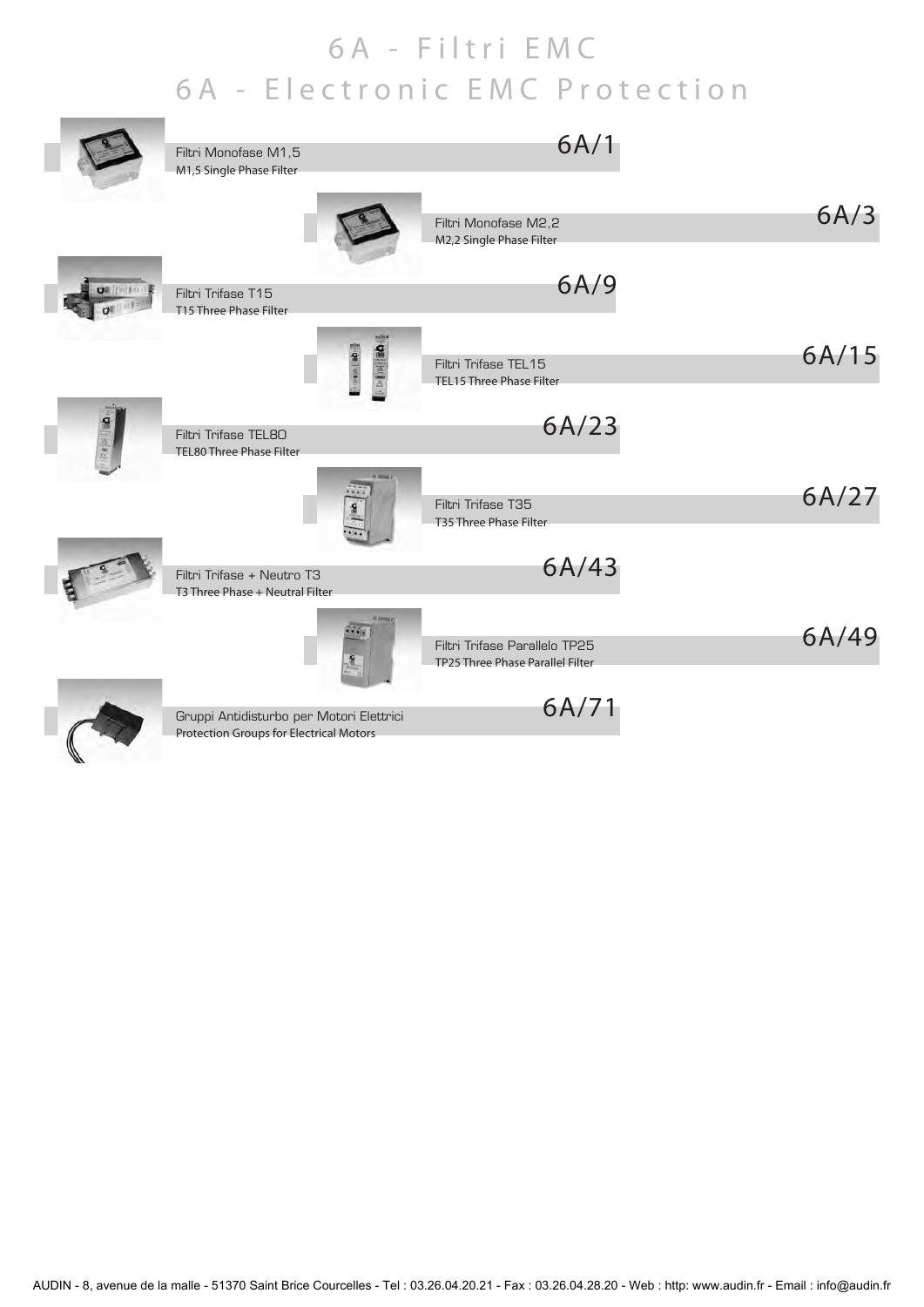# 6A - Filtri EMC
# 6A - Electronic EMC Protection

| Product | Page |
|---|---|
| Filtri Monofase M1,5<br>M1,5 Single Phase Filter | 6A/1 |
| Filtri Monofase M2,2<br>M2,2 Single Phase Filter | 6A/3 |
| Filtri Trifase T15<br>T15 Three Phase Filter | 6A/9 |
| Filtri Trifase TEL15<br>TEL15 Three Phase Filter | 6A/15 |
| Filtri Trifase TEL80<br>TEL80 Three Phase Filter | 6A/23 |
| Filtri Trifase T35<br>T35 Three Phase Filter | 6A/27 |
| Filtri Trifase + Neutro T3<br>T3 Three Phase + Neutral Filter | 6A/43 |
| Filtri Trifase Parallelo TP25<br>TP25 Three Phase Parallel Filter | 6A/49 |
| Gruppi Antidisturbo per Motori Elettrici<br>Protection Groups for Electrical Motors | 6A/71 |

AUDIN - 8, avenue de la malle - 51370 Saint Brice Courcelles - Tel : 03.26.04.20.21 - Fax : 03.26.04.28.20 - Web : http: www.audin.fr - Email : info@audin.fr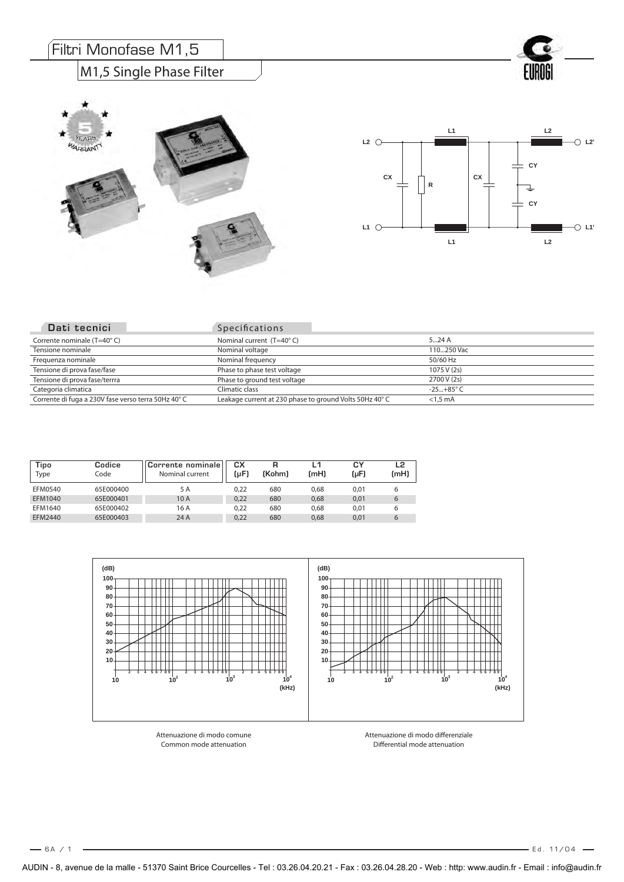# Filtri Monofase M1,5

## M1,5 Single Phase Filter

| Dati tecnici | Specifications | |
|---|---|---|
| Corrente nominale (T=40° C) | Nominal current (T=40° C) | 5...24 A |
| Tensione nominale | Nominal voltage | 110...250 Vac |
| Frequenza nominale | Nominal frequency | 50/60 Hz |
| Tensione di prova fase/fase | Phase to phase test voltage | 1075 V (2s) |
| Tensione di prova fase/terrra | Phase to ground test voltage | 2700 V (2s) |
| Categoria climatica | Climatic class | -25...+85° C |
| Corrente di fuga a 230V fase verso terra 50Hz 40° C | Leakage current at 230 phase to ground Volts 50Hz 40° C | <1,5 mA |

| Tipo<br>Type | Codice<br>Code | Corrente nominale<br>Nominal current | CX<br>(µF) | R<br>(Kohm) | L1<br>(mH) | CY<br>(µF) | L2<br>(mH) |
|---|---|---|---|---|---|---|---|
| EFM0540 | 65E000400 | 5 A | 0,22 | 680 | 0,68 | 0,01 | 6 |
| EFM1040 | 65E000401 | 10 A | 0,22 | 680 | 0,68 | 0,01 | 6 |
| EFM1640 | 65E000402 | 16 A | 0,22 | 680 | 0,68 | 0,01 | 6 |
| EFM2440 | 65E000403 | 24 A | 0,22 | 680 | 0,68 | 0,01 | 6 |

Attenuazione di modo comune
Common mode attenuation

Attenuazione di modo differenziale
Differential mode attenuation

AUDIN - 8, avenue de la malle - 51370 Saint Brice Courcelles - Tel : 03.26.04.20.21 - Fax : 03.26.04.28.20 - Web : http: www.audin.fr - Email : info@audin.fr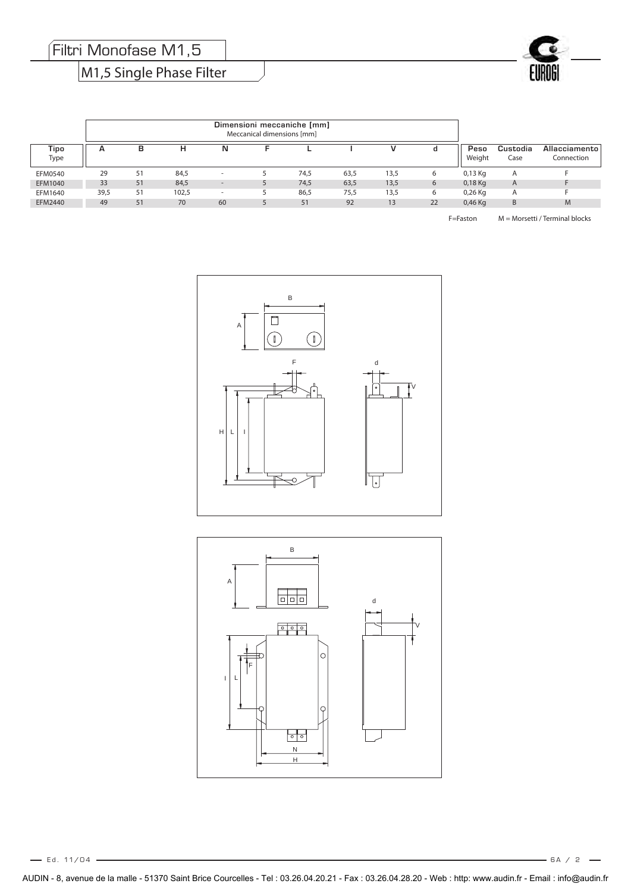# Filtri Monofase M1,5

## M1,5 Single Phase Filter

| Tipo<br>Type | Dimensioni meccaniche [mm]<br>Meccanical dimensions [mm] | | | | | | | | | Peso<br>Weight | Custodia<br>Case | Allacciamento<br>Connection |
|---|---|---|---|---|---|---|---|---|---|---|---|---|
| | A | B | H | N | F | L | I | V | d | | | |
| EFM0540 | 29 | 51 | 84,5 | - | 5 | 74,5 | 63,5 | 13,5 | 6 | 0,13 Kg | A | F |
| EFM1040 | 33 | 51 | 84,5 | - | 5 | 74,5 | 63,5 | 13,5 | 6 | 0,18 Kg | A | F |
| EFM1640 | 39,5 | 51 | 102,5 | - | 5 | 86,5 | 75,5 | 13,5 | 6 | 0,26 Kg | A | F |
| EFM2440 | 49 | 51 | 70 | 60 | 5 | 51 | 92 | 13 | 22 | 0,46 Kg | B | M |

F=Faston M = Morsetti / Terminal blocks

AUDIN - 8, avenue de la malle - 51370 Saint Brice Courcelles - Tel : 03.26.04.20.21 - Fax : 03.26.04.28.20 - Web : http: www.audin.fr - Email : info@audin.fr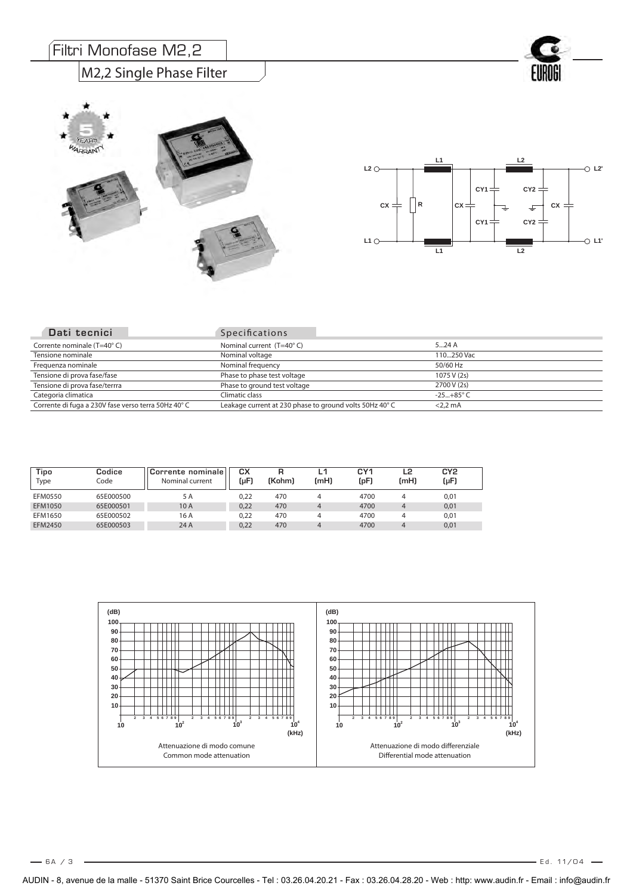# Filtri Monofase M2,2

## M2,2 Single Phase Filter

| Dati tecnici | Specifications | |
|---|---|---|
| Corrente nominale (T=40° C) | Nominal current (T=40° C) | 5...24 A |
| Tensione nominale | Nominal voltage | 110...250 Vac |
| Frequenza nominale | Nominal frequency | 50/60 Hz |
| Tensione di prova fase/fase | Phase to phase test voltage | 1075 V (2s) |
| Tensione di prova fase/terrra | Phase to ground test voltage | 2700 V (2s) |
| Categoria climatica | Climatic class | -25...+85° C |
| Corrente di fuga a 230V fase verso terra 50Hz 40° C | Leakage current at 230 phase to ground volts 50Hz 40° C | <2,2 mA |

| Tipo Type | Codice Code | Corrente nominale Nominal current | CX (µF) | R (Kohm) | L1 (mH) | CY1 (pF) | L2 (mH) | CY2 (µF) |
|---|---|---|---|---|---|---|---|---|
| EFM0550 | 65E000500 | 5 A | 0,22 | 470 | 4 | 4700 | 4 | 0,01 |
| EFM1050 | 65E000501 | 10 A | 0,22 | 470 | 4 | 4700 | 4 | 0,01 |
| EFM1650 | 65E000502 | 16 A | 0,22 | 470 | 4 | 4700 | 4 | 0,01 |
| EFM2450 | 65E000503 | 24 A | 0,22 | 470 | 4 | 4700 | 4 | 0,01 |

Attenuazione di modo comune
Common mode attenuation

Attenuazione di modo differenziale
Differential mode attenuation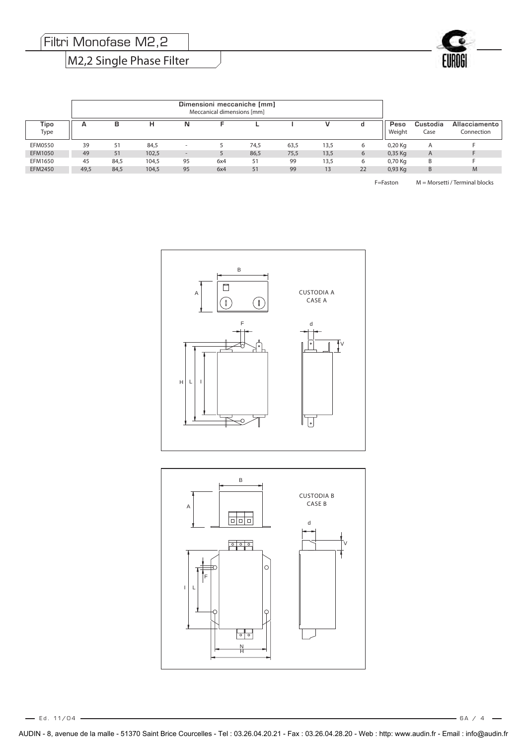# Filtri Monofase M2,2

## M2,2 Single Phase Filter

| Tipo<br>Type | Dimensioni meccaniche [mm]<br>Meccanical dimensions [mm] | | | | | | | | | Peso<br>Weight | Custodia<br>Case | Allacciamento<br>Connection |
|---|---|---|---|---|---|---|---|---|---|---|---|---|
| | A | B | H | N | F | L | I | V | d | | | |
| EFM0550 | 39 | 51 | 84,5 | - | 5 | 74,5 | 63,5 | 13,5 | 6 | 0,20 Kg | A | F |
| EFM1050 | 49 | 51 | 102,5 | - | 5 | 86,5 | 75,5 | 13,5 | 6 | 0,35 Kg | A | F |
| EFM1650 | 45 | 84,5 | 104,5 | 95 | 6x4 | 51 | 99 | 13,5 | 6 | 0,70 Kg | B | F |
| EFM2450 | 49,5 | 84,5 | 104,5 | 95 | 6x4 | 51 | 99 | 13 | 22 | 0,93 Kg | B | M |

F=Faston  M = Morsetti / Terminal blocks

CUSTODIA A
CASE A

CUSTODIA B
CASE B

AUDIN - 8, avenue de la malle - 51370 Saint Brice Courcelles - Tel : 03.26.04.20.21 - Fax : 03.26.04.28.20 - Web : http: www.audin.fr - Email : info@audin.fr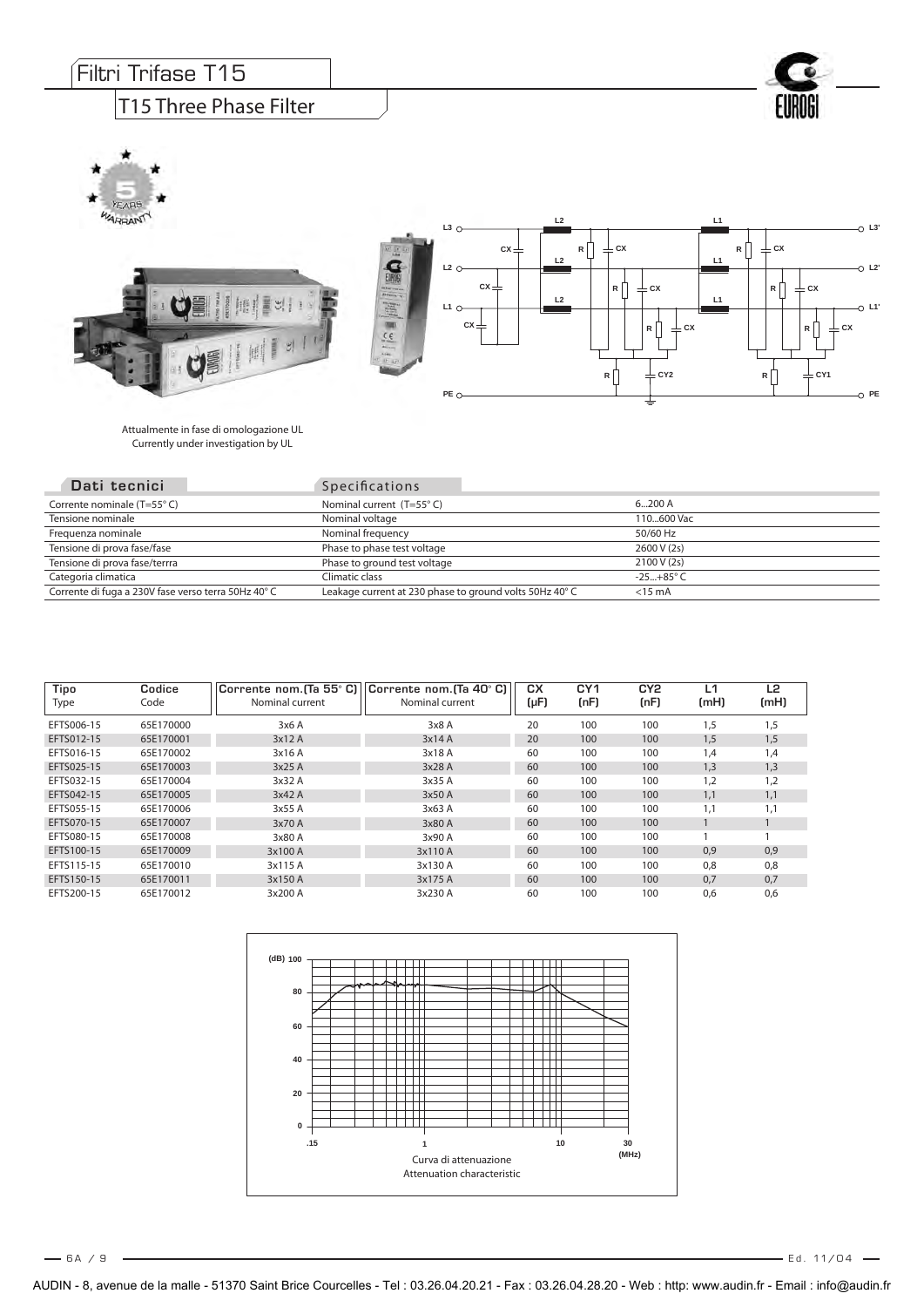# Filtri Trifase T15

## T15 Three Phase Filter

Attualmente in fase di omologazione UL
Currently under investigation by UL

| Dati tecnici | Specifications | |
|---|---|---|
| Corrente nominale (T=55° C) | Nominal current (T=55° C) | 6...200 A |
| Tensione nominale | Nominal voltage | 110...600 Vac |
| Frequenza nominale | Nominal frequency | 50/60 Hz |
| Tensione di prova fase/fase | Phase to phase test voltage | 2600 V (2s) |
| Tensione di prova fase/terrra | Phase to ground test voltage | 2100 V (2s) |
| Categoria climatica | Climatic class | -25...+85° C |
| Corrente di fuga a 230V fase verso terra 50Hz 40° C | Leakage current at 230 phase to ground volts 50Hz 40° C | <15 mA |

| Tipo<br>Type | Codice<br>Code | Corrente nom.(Ta 55° C)<br>Nominal current | Corrente nom.(Ta 40° C)<br>Nominal current | CX<br>(µF) | CY1<br>(nF) | CY2<br>(nF) | L1<br>(mH) | L2<br>(mH) |
|---|---|---|---|---|---|---|---|---|
| EFTS006-15 | 65E170000 | 3x6 A | 3x8 A | 20 | 100 | 100 | 1,5 | 1,5 |
| EFTS012-15 | 65E170001 | 3x12 A | 3x14 A | 20 | 100 | 100 | 1,5 | 1,5 |
| EFTS016-15 | 65E170002 | 3x16 A | 3x18 A | 60 | 100 | 100 | 1,4 | 1,4 |
| EFTS025-15 | 65E170003 | 3x25 A | 3x28 A | 60 | 100 | 100 | 1,3 | 1,3 |
| EFTS032-15 | 65E170004 | 3x32 A | 3x35 A | 60 | 100 | 100 | 1,2 | 1,2 |
| EFTS042-15 | 65E170005 | 3x42 A | 3x50 A | 60 | 100 | 100 | 1,1 | 1,1 |
| EFTS055-15 | 65E170006 | 3x55 A | 3x63 A | 60 | 100 | 100 | 1,1 | 1,1 |
| EFTS070-15 | 65E170007 | 3x70 A | 3x80 A | 60 | 100 | 100 | 1 | 1 |
| EFTS080-15 | 65E170008 | 3x80 A | 3x90 A | 60 | 100 | 100 | 1 | 1 |
| EFTS100-15 | 65E170009 | 3x100 A | 3x110 A | 60 | 100 | 100 | 0,9 | 0,9 |
| EFTS115-15 | 65E170010 | 3x115 A | 3x130 A | 60 | 100 | 100 | 0,8 | 0,8 |
| EFTS150-15 | 65E170011 | 3x150 A | 3x175 A | 60 | 100 | 100 | 0,7 | 0,7 |
| EFTS200-15 | 65E170012 | 3x200 A | 3x230 A | 60 | 100 | 100 | 0,6 | 0,6 |

Curva di attenuazione
Attenuation characteristic

AUDIN - 8, avenue de la malle - 51370 Saint Brice Courcelles - Tel : 03.26.04.20.21 - Fax : 03.26.04.28.20 - Web : http: www.audin.fr - Email : info@audin.fr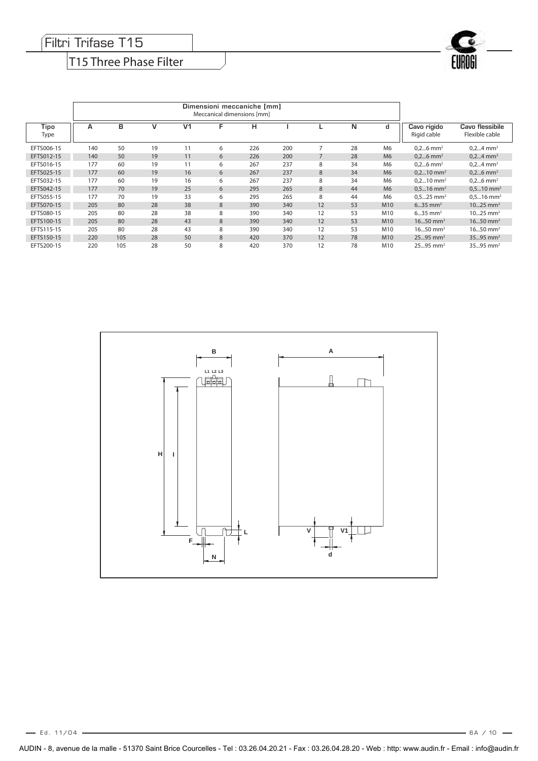# Filtri Trifase T15

## T15 Three Phase Filter

| Tipo<br>Type | Dimensioni meccaniche [mm]<br>Meccanical dimensions [mm] | | | | | | | | | | Cavo rigido<br>Rigid cable | Cavo flessibile<br>Flexible cable |
|---|---|---|---|---|---|---|---|---|---|---|---|---|
| | A | B | V | V1 | F | H | I | L | N | d | | |
| EFTS006-15 | 140 | 50 | 19 | 11 | 6 | 226 | 200 | 7 | 28 | M6 | 0,2...6 mm² | 0,2...4 mm² |
| EFTS012-15 | 140 | 50 | 19 | 11 | 6 | 226 | 200 | 7 | 28 | M6 | 0,2...6 mm² | 0,2...4 mm² |
| EFTS016-15 | 177 | 60 | 19 | 11 | 6 | 267 | 237 | 8 | 34 | M6 | 0,2...6 mm² | 0,2...4 mm² |
| EFTS025-15 | 177 | 60 | 19 | 16 | 6 | 267 | 237 | 8 | 34 | M6 | 0,2...10 mm² | 0,2...6 mm² |
| EFTS032-15 | 177 | 60 | 19 | 16 | 6 | 267 | 237 | 8 | 34 | M6 | 0,2...10 mm² | 0,2...6 mm² |
| EFTS042-15 | 177 | 70 | 19 | 25 | 6 | 295 | 265 | 8 | 44 | M6 | 0,5...16 mm² | 0,5...10 mm² |
| EFTS055-15 | 177 | 70 | 19 | 33 | 6 | 295 | 265 | 8 | 44 | M6 | 0,5...25 mm² | 0,5...16 mm² |
| EFTS070-15 | 205 | 80 | 28 | 38 | 8 | 390 | 340 | 12 | 53 | M10 | 6...35 mm² | 10...25 mm² |
| EFTS080-15 | 205 | 80 | 28 | 38 | 8 | 390 | 340 | 12 | 53 | M10 | 6...35 mm² | 10...25 mm² |
| EFTS100-15 | 205 | 80 | 28 | 43 | 8 | 390 | 340 | 12 | 53 | M10 | 16...50 mm² | 16...50 mm² |
| EFTS115-15 | 205 | 80 | 28 | 43 | 8 | 390 | 340 | 12 | 53 | M10 | 16...50 mm² | 16...50 mm² |
| EFTS150-15 | 220 | 105 | 28 | 50 | 8 | 420 | 370 | 12 | 78 | M10 | 25...95 mm² | 35...95 mm² |
| EFTS200-15 | 220 | 105 | 28 | 50 | 8 | 420 | 370 | 12 | 78 | M10 | 25...95 mm² | 35...95 mm² |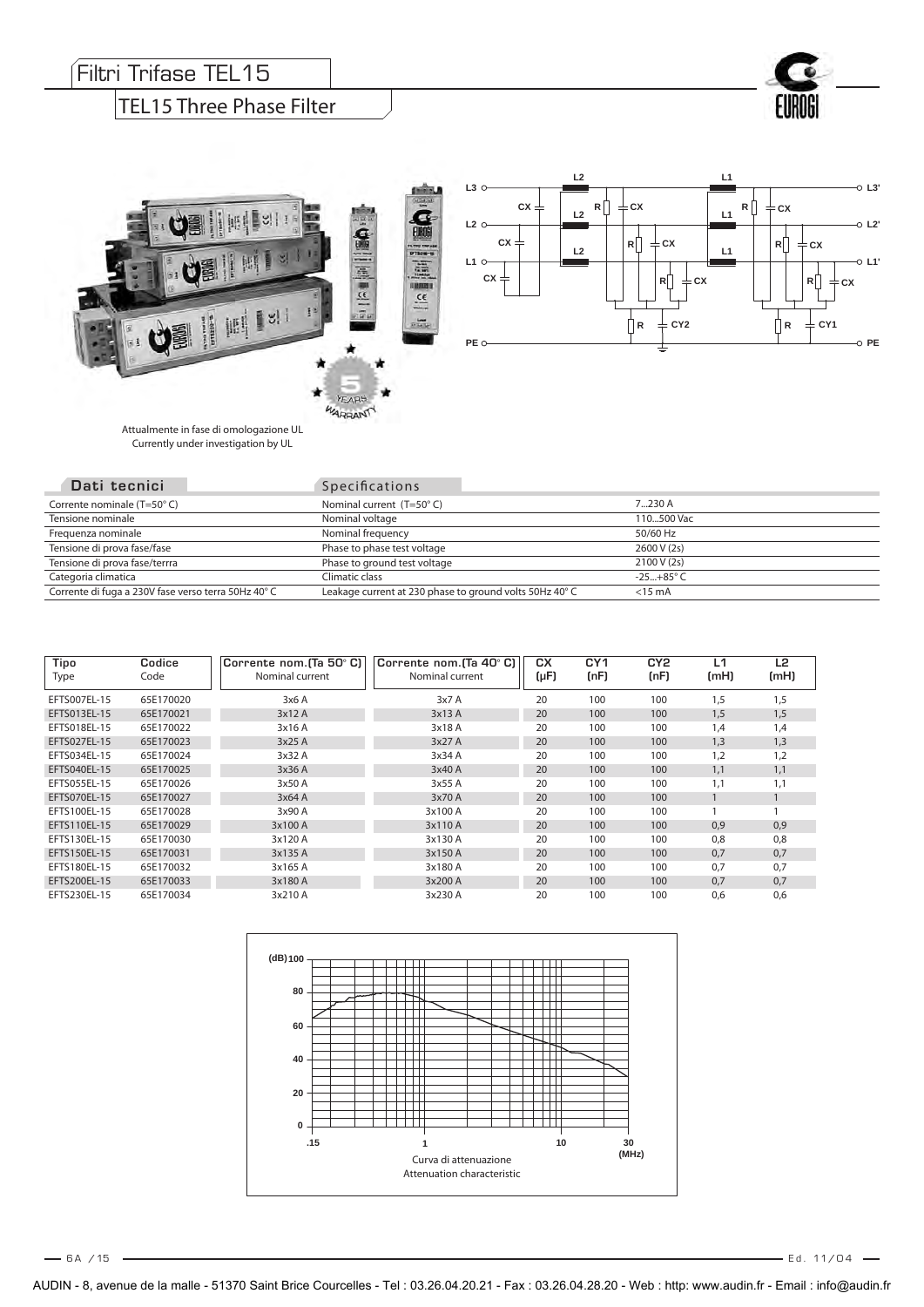# Filtri Trifase TEL15

## TEL15 Three Phase Filter

Attualmente in fase di omologazione UL
Currently under investigation by UL

| Dati tecnici | Specifications | |
|---|---|---|
| Corrente nominale (T=50° C) | Nominal current (T=50° C) | 7...230 A |
| Tensione nominale | Nominal voltage | 110...500 Vac |
| Frequenza nominale | Nominal frequency | 50/60 Hz |
| Tensione di prova fase/fase | Phase to phase test voltage | 2600 V (2s) |
| Tensione di prova fase/terrra | Phase to ground test voltage | 2100 V (2s) |
| Categoria climatica | Climatic class | -25...+85° C |
| Corrente di fuga a 230V fase verso terra 50Hz 40° C | Leakage current at 230 phase to ground volts 50Hz 40° C | <15 mA |

| Tipo<br>Type | Codice<br>Code | Corrente nom.(Ta 50° C)<br>Nominal current | Corrente nom.(Ta 40° C)<br>Nominal current | CX<br>(µF) | CY1<br>(nF) | CY2<br>(nF) | L1<br>(mH) | L2<br>(mH) |
|---|---|---|---|---|---|---|---|---|
| EFTS007EL-15 | 65E170020 | 3x6 A | 3x7 A | 20 | 100 | 100 | 1,5 | 1,5 |
| EFTS013EL-15 | 65E170021 | 3x12 A | 3x13 A | 20 | 100 | 100 | 1,5 | 1,5 |
| EFTS018EL-15 | 65E170022 | 3x16 A | 3x18 A | 20 | 100 | 100 | 1,4 | 1,4 |
| EFTS027EL-15 | 65E170023 | 3x25 A | 3x27 A | 20 | 100 | 100 | 1,3 | 1,3 |
| EFTS034EL-15 | 65E170024 | 3x32 A | 3x34 A | 20 | 100 | 100 | 1,2 | 1,2 |
| EFTS040EL-15 | 65E170025 | 3x36 A | 3x40 A | 20 | 100 | 100 | 1,1 | 1,1 |
| EFTS055EL-15 | 65E170026 | 3x50 A | 3x55 A | 20 | 100 | 100 | 1,1 | 1,1 |
| EFTS070EL-15 | 65E170027 | 3x64 A | 3x70 A | 20 | 100 | 100 | 1 | 1 |
| EFTS100EL-15 | 65E170028 | 3x90 A | 3x100 A | 20 | 100 | 100 | 1 | 1 |
| EFTS110EL-15 | 65E170029 | 3x100 A | 3x110 A | 20 | 100 | 100 | 0,9 | 0,9 |
| EFTS130EL-15 | 65E170030 | 3x120 A | 3x130 A | 20 | 100 | 100 | 0,8 | 0,8 |
| EFTS150EL-15 | 65E170031 | 3x135 A | 3x150 A | 20 | 100 | 100 | 0,7 | 0,7 |
| EFTS180EL-15 | 65E170032 | 3x165 A | 3x180 A | 20 | 100 | 100 | 0,7 | 0,7 |
| EFTS200EL-15 | 65E170033 | 3x180 A | 3x200 A | 20 | 100 | 100 | 0,7 | 0,7 |
| EFTS230EL-15 | 65E170034 | 3x210 A | 3x230 A | 20 | 100 | 100 | 0,6 | 0,6 |

Curva di attenuazione
Attenuation characteristic

AUDIN - 8, avenue de la malle - 51370 Saint Brice Courcelles - Tel : 03.26.04.20.21 - Fax : 03.26.04.28.20 - Web : http: www.audin.fr - Email : info@audin.fr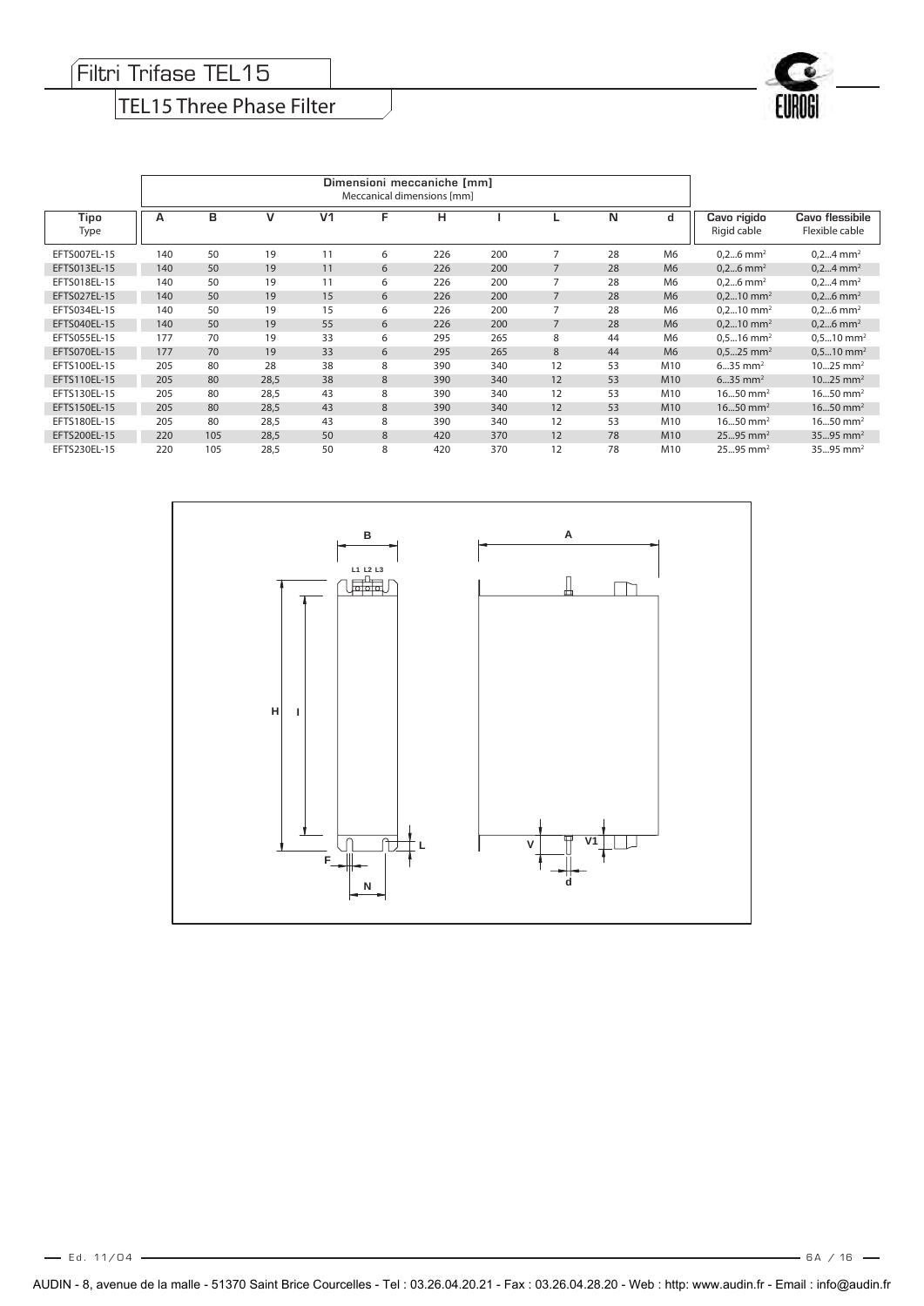# Filtri Trifase TEL15

## TEL15 Three Phase Filter

| Tipo<br>Type | Dimensioni meccaniche [mm]<br>Meccanical dimensions [mm] | | | | | | | | | | Cavo rigido<br>Rigid cable | Cavo flessibile<br>Flexible cable |
|---|---|---|---|---|---|---|---|---|---|---|---|---|
| | A | B | V | V1 | F | H | I | L | N | d | | |
| EFTS007EL-15 | 140 | 50 | 19 | 11 | 6 | 226 | 200 | 7 | 28 | M6 | 0,2...6 mm² | 0,2...4 mm² |
| EFTS013EL-15 | 140 | 50 | 19 | 11 | 6 | 226 | 200 | 7 | 28 | M6 | 0,2...6 mm² | 0,2...4 mm² |
| EFTS018EL-15 | 140 | 50 | 19 | 11 | 6 | 226 | 200 | 7 | 28 | M6 | 0,2...6 mm² | 0,2...4 mm² |
| EFTS027EL-15 | 140 | 50 | 19 | 15 | 6 | 226 | 200 | 7 | 28 | M6 | 0,2...10 mm² | 0,2...6 mm² |
| EFTS034EL-15 | 140 | 50 | 19 | 15 | 6 | 226 | 200 | 7 | 28 | M6 | 0,2...10 mm² | 0,2...6 mm² |
| EFTS040EL-15 | 140 | 50 | 19 | 55 | 6 | 226 | 200 | 7 | 28 | M6 | 0,2...10 mm² | 0,2...6 mm² |
| EFTS055EL-15 | 177 | 70 | 19 | 33 | 6 | 295 | 265 | 8 | 44 | M6 | 0,5...16 mm² | 0,5...10 mm² |
| EFTS070EL-15 | 177 | 70 | 19 | 33 | 6 | 295 | 265 | 8 | 44 | M6 | 0,5...25 mm² | 0,5...10 mm² |
| EFTS100EL-15 | 205 | 80 | 28 | 38 | 8 | 390 | 340 | 12 | 53 | M10 | 6...35 mm² | 10...25 mm² |
| EFTS110EL-15 | 205 | 80 | 28,5 | 38 | 8 | 390 | 340 | 12 | 53 | M10 | 6...35 mm² | 10...25 mm² |
| EFTS130EL-15 | 205 | 80 | 28,5 | 43 | 8 | 390 | 340 | 12 | 53 | M10 | 16...50 mm² | 16...50 mm² |
| EFTS150EL-15 | 205 | 80 | 28,5 | 43 | 8 | 390 | 340 | 12 | 53 | M10 | 16...50 mm² | 16...50 mm² |
| EFTS180EL-15 | 205 | 80 | 28,5 | 43 | 8 | 390 | 340 | 12 | 53 | M10 | 16...50 mm² | 16...50 mm² |
| EFTS200EL-15 | 220 | 105 | 28,5 | 50 | 8 | 420 | 370 | 12 | 78 | M10 | 25...95 mm² | 35...95 mm² |
| EFTS230EL-15 | 220 | 105 | 28,5 | 50 | 8 | 420 | 370 | 12 | 78 | M10 | 25...95 mm² | 35...95 mm² |

AUDIN - 8, avenue de la malle - 51370 Saint Brice Courcelles - Tel : 03.26.04.20.21 - Fax : 03.26.04.28.20 - Web : http: www.audin.fr - Email : info@audin.fr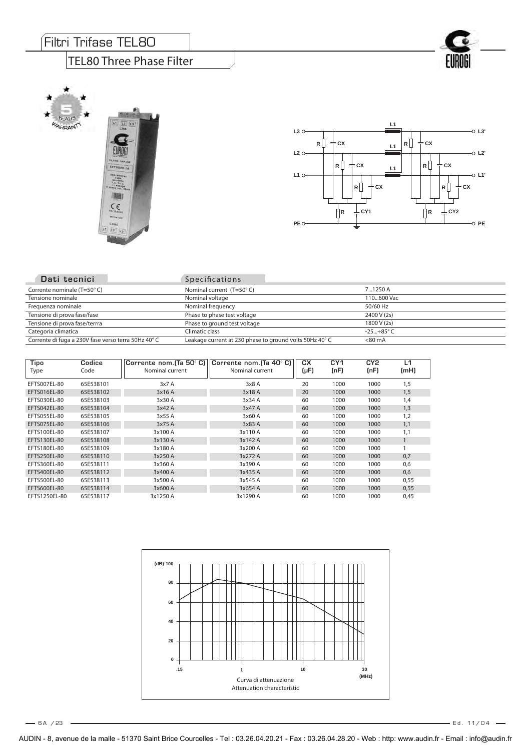# Filtri Trifase TEL80

## TEL80 Three Phase Filter

| Dati tecnici | Specifications | |
|---|---|---|
| Corrente nominale (T=50° C) | Nominal current (T=50° C) | 7...1250 A |
| Tensione nominale | Nominal voltage | 110...600 Vac |
| Frequenza nominale | Nominal frequency | 50/60 Hz |
| Tensione di prova fase/fase | Phase to phase test voltage | 2400 V (2s) |
| Tensione di prova fase/terrra | Phase to ground test voltage | 1800 V (2s) |
| Categoria climatica | Climatic class | -25...+85° C |
| Corrente di fuga a 230V fase verso terra 50Hz 40° C | Leakage current at 230 phase to ground volts 50Hz 40° C | <80 mA |

| Tipo Type | Codice Code | Corrente nom.(Ta 50° C) Nominal current | Corrente nom.(Ta 40° C) Nominal current | CX (µF) | CY1 (nF) | CY2 (nF) | L1 (mH) |
|---|---|---|---|---|---|---|---|
| EFTS007EL-80 | 65E538101 | 3x7 A | 3x8 A | 20 | 1000 | 1000 | 1,5 |
| EFTS016EL-80 | 65E538102 | 3x16 A | 3x18 A | 20 | 1000 | 1000 | 1,5 |
| EFTS030EL-80 | 65E538103 | 3x30 A | 3x34 A | 60 | 1000 | 1000 | 1,4 |
| EFTS042EL-80 | 65E538104 | 3x42 A | 3x47 A | 60 | 1000 | 1000 | 1,3 |
| EFTS055EL-80 | 65E538105 | 3x55 A | 3x60 A | 60 | 1000 | 1000 | 1,2 |
| EFTS075EL-80 | 65E538106 | 3x75 A | 3x83 A | 60 | 1000 | 1000 | 1,1 |
| EFTS100EL-80 | 65E538107 | 3x100 A | 3x110 A | 60 | 1000 | 1000 | 1,1 |
| EFTS130EL-80 | 65E538108 | 3x130 A | 3x142 A | 60 | 1000 | 1000 | 1 |
| EFTS180EL-80 | 65E538109 | 3x180 A | 3x200 A | 60 | 1000 | 1000 | 1 |
| EFTS250EL-80 | 65E538110 | 3x250 A | 3x272 A | 60 | 1000 | 1000 | 0,7 |
| EFTS360EL-80 | 65E538111 | 3x360 A | 3x390 A | 60 | 1000 | 1000 | 0,6 |
| EFTS400EL-80 | 65E538112 | 3x400 A | 3x435 A | 60 | 1000 | 1000 | 0,6 |
| EFTS500EL-80 | 65E538113 | 3x500 A | 3x545 A | 60 | 1000 | 1000 | 0,55 |
| EFTS600EL-80 | 65E538114 | 3x600 A | 3x654 A | 60 | 1000 | 1000 | 0,55 |
| EFTS1250EL-80 | 65E538117 | 3x1250 A | 3x1290 A | 60 | 1000 | 1000 | 0,45 |

Curva di attenuazione
Attenuation characteristic

AUDIN - 8, avenue de la malle - 51370 Saint Brice Courcelles - Tel : 03.26.04.20.21 - Fax : 03.26.04.28.20 - Web : http: www.audin.fr - Email : info@audin.fr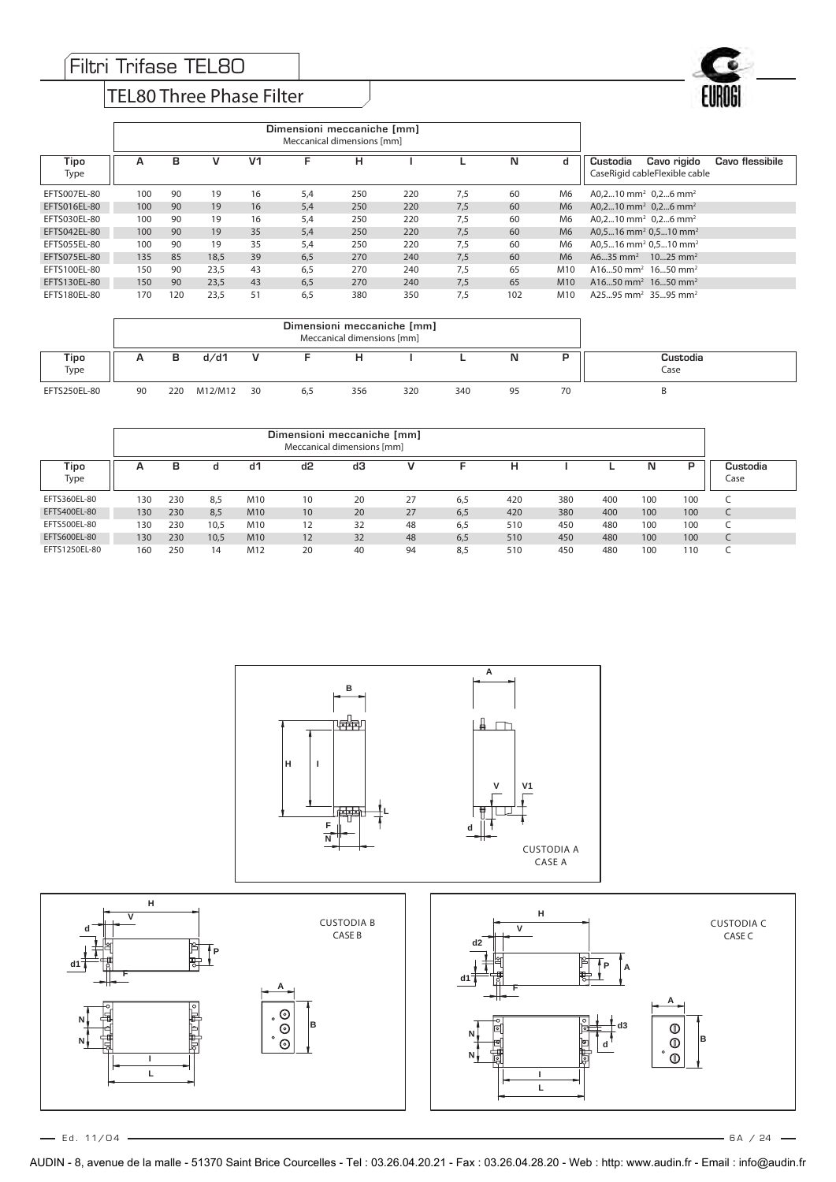# Filtri Trifase TEL80

## TEL80 Three Phase Filter

| Tipo Type | Dimensioni meccaniche [mm] Meccanical dimensions [mm] | | | | | | | | | | Custodia Case | Cavo rigido Rigid cable | Cavo flessibile Flexible cable |
|---|---|---|---|---|---|---|---|---|---|---|---|---|---|
| | A | B | V | V1 | F | H | I | L | N | d | | | |
| EFTS007EL-80 | 100 | 90 | 19 | 16 | 5,4 | 250 | 220 | 7,5 | 60 | M6 | A | 0,2...10 mm² | 0,2...6 mm² |
| EFTS016EL-80 | 100 | 90 | 19 | 16 | 5,4 | 250 | 220 | 7,5 | 60 | M6 | A | 0,2...10 mm² | 0,2...6 mm² |
| EFTS030EL-80 | 100 | 90 | 19 | 16 | 5,4 | 250 | 220 | 7,5 | 60 | M6 | A | 0,2...10 mm² | 0,2...6 mm² |
| EFTS042EL-80 | 100 | 90 | 19 | 35 | 5,4 | 250 | 220 | 7,5 | 60 | M6 | A | 0,5...16 mm² | 0,5...10 mm² |
| EFTS055EL-80 | 100 | 90 | 19 | 35 | 5,4 | 250 | 220 | 7,5 | 60 | M6 | A | 0,5...16 mm² | 0,5...10 mm² |
| EFTS075EL-80 | 135 | 85 | 18,5 | 39 | 6,5 | 270 | 240 | 7,5 | 60 | M6 | A | 6...35 mm² | 10...25 mm² |
| EFTS100EL-80 | 150 | 90 | 23,5 | 43 | 6,5 | 270 | 240 | 7,5 | 65 | M10 | A | 16...50 mm² | 16...50 mm² |
| EFTS130EL-80 | 150 | 90 | 23,5 | 43 | 6,5 | 270 | 240 | 7,5 | 65 | M10 | A | 16...50 mm² | 16...50 mm² |
| EFTS180EL-80 | 170 | 120 | 23,5 | 51 | 6,5 | 380 | 350 | 7,5 | 102 | M10 | A | 25...95 mm² | 35...95 mm² |

| Tipo Type | Dimensioni meccaniche [mm] Meccanical dimensions [mm] | | | | | | | | | | Custodia Case |
|---|---|---|---|---|---|---|---|---|---|---|---|
| | A | B | d/d1 | V | F | H | I | L | N | P | |
| EFTS250EL-80 | 90 | 220 | M12/M12 | 30 | 6,5 | 356 | 320 | 340 | 95 | 70 | B |

| Tipo Type | Dimensioni meccaniche [mm] Meccanical dimensions [mm] | | | | | | | | | | | | | Custodia Case |
|---|---|---|---|---|---|---|---|---|---|---|---|---|---|---|
| | A | B | d | d1 | d2 | d3 | V | F | H | I | L | N | P | |
| EFTS360EL-80 | 130 | 230 | 8,5 | M10 | 10 | 20 | 27 | 6,5 | 420 | 380 | 400 | 100 | 100 | C |
| EFTS400EL-80 | 130 | 230 | 8,5 | M10 | 10 | 20 | 27 | 6,5 | 420 | 380 | 400 | 100 | 100 | C |
| EFTS500EL-80 | 130 | 230 | 10,5 | M10 | 12 | 32 | 48 | 6,5 | 510 | 450 | 480 | 100 | 100 | C |
| EFTS600EL-80 | 130 | 230 | 10,5 | M10 | 12 | 32 | 48 | 6,5 | 510 | 450 | 480 | 100 | 100 | C |
| EFTS1250EL-80 | 160 | 250 | 14 | M12 | 20 | 40 | 94 | 8,5 | 510 | 450 | 480 | 100 | 110 | C |

CUSTODIA A
CASE A

CUSTODIA B
CASE B

CUSTODIA C
CASE C

Ed. 11/04

AUDIN - 8, avenue de la malle - 51370 Saint Brice Courcelles - Tel : 03.26.04.20.21 - Fax : 03.26.04.28.20 - Web : http: www.audin.fr - Email : info@audin.fr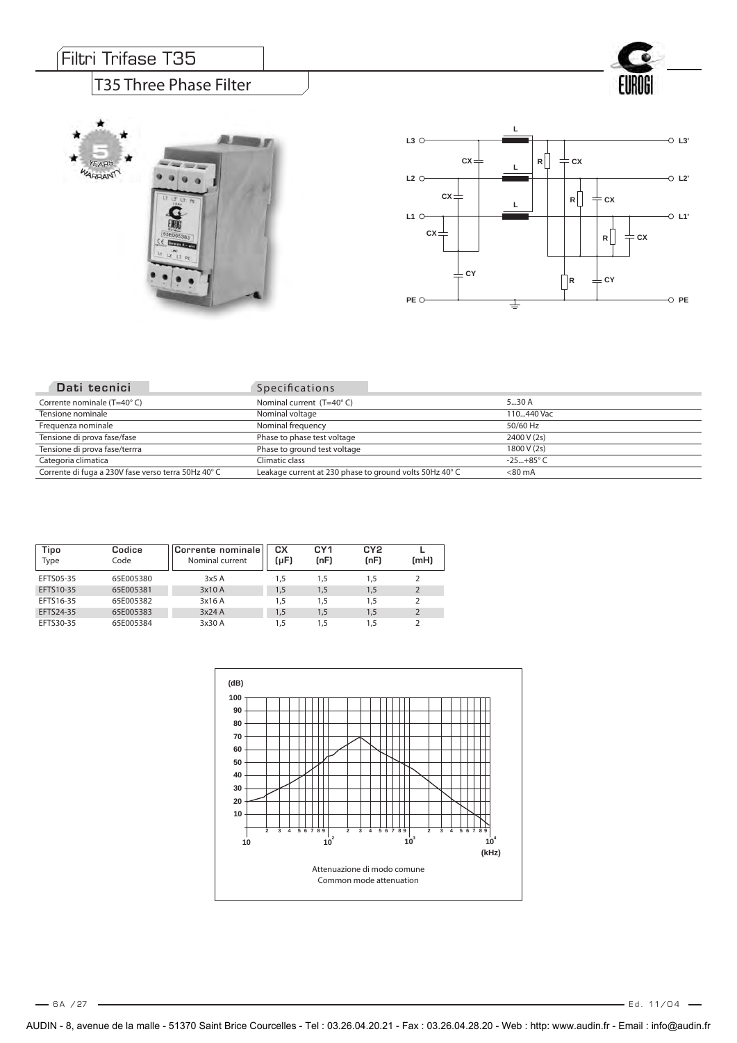# Filtri Trifase T35

## T35 Three Phase Filter

| Dati tecnici | Specifications | |
|---|---|---|
| Corrente nominale (T=40° C) | Nominal current (T=40° C) | 5...30 A |
| Tensione nominale | Nominal voltage | 110...440 Vac |
| Frequenza nominale | Nominal frequency | 50/60 Hz |
| Tensione di prova fase/fase | Phase to phase test voltage | 2400 V (2s) |
| Tensione di prova fase/terrra | Phase to ground test voltage | 1800 V (2s) |
| Categoria climatica | Climatic class | -25...+85° C |
| Corrente di fuga a 230V fase verso terra 50Hz 40° C | Leakage current at 230 phase to ground volts 50Hz 40° C | <80 mA |

| Tipo Type | Codice Code | Corrente nominale Nominal current | CX (μF) | CY1 (nF) | CY2 (nF) | L (mH) |
|---|---|---|---|---|---|---|
| EFTS05-35 | 65E005380 | 3x5 A | 1,5 | 1,5 | 1,5 | 2 |
| EFTS10-35 | 65E005381 | 3x10 A | 1,5 | 1,5 | 1,5 | 2 |
| EFTS16-35 | 65E005382 | 3x16 A | 1,5 | 1,5 | 1,5 | 2 |
| EFTS24-35 | 65E005383 | 3x24 A | 1,5 | 1,5 | 1,5 | 2 |
| EFTS30-35 | 65E005384 | 3x30 A | 1,5 | 1,5 | 1,5 | 2 |

Attenuazione di modo comune
Common mode attenuation

AUDIN - 8, avenue de la malle - 51370 Saint Brice Courcelles - Tel : 03.26.04.20.21 - Fax : 03.26.04.28.20 - Web : http: www.audin.fr - Email : info@audin.fr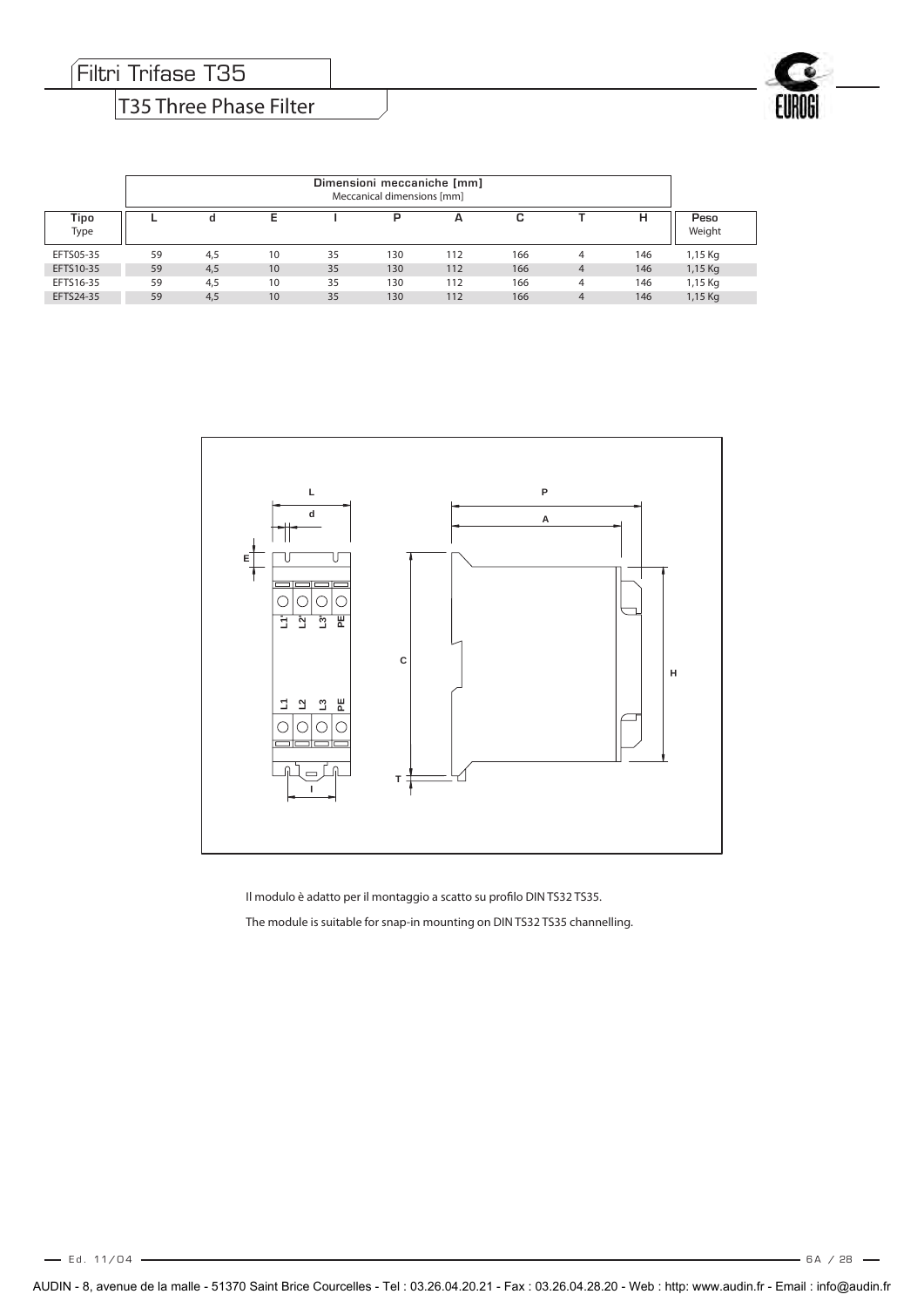# Filtri Trifase T35

## T35 Three Phase Filter

| | Dimensioni meccaniche [mm] Meccanical dimensions [mm] | | | | | | | | | |
|---|---|---|---|---|---|---|---|---|---|---|
| Tipo Type | L | d | E | I | P | A | C | T | H | Peso Weight |
| EFTS05-35 | 59 | 4,5 | 10 | 35 | 130 | 112 | 166 | 4 | 146 | 1,15 Kg |
| EFTS10-35 | 59 | 4,5 | 10 | 35 | 130 | 112 | 166 | 4 | 146 | 1,15 Kg |
| EFTS16-35 | 59 | 4,5 | 10 | 35 | 130 | 112 | 166 | 4 | 146 | 1,15 Kg |
| EFTS24-35 | 59 | 4,5 | 10 | 35 | 130 | 112 | 166 | 4 | 146 | 1,15 Kg |

Il modulo è adatto per il montaggio a scatto su profilo DIN TS32 TS35.

The module is suitable for snap-in mounting on DIN TS32 TS35 channelling.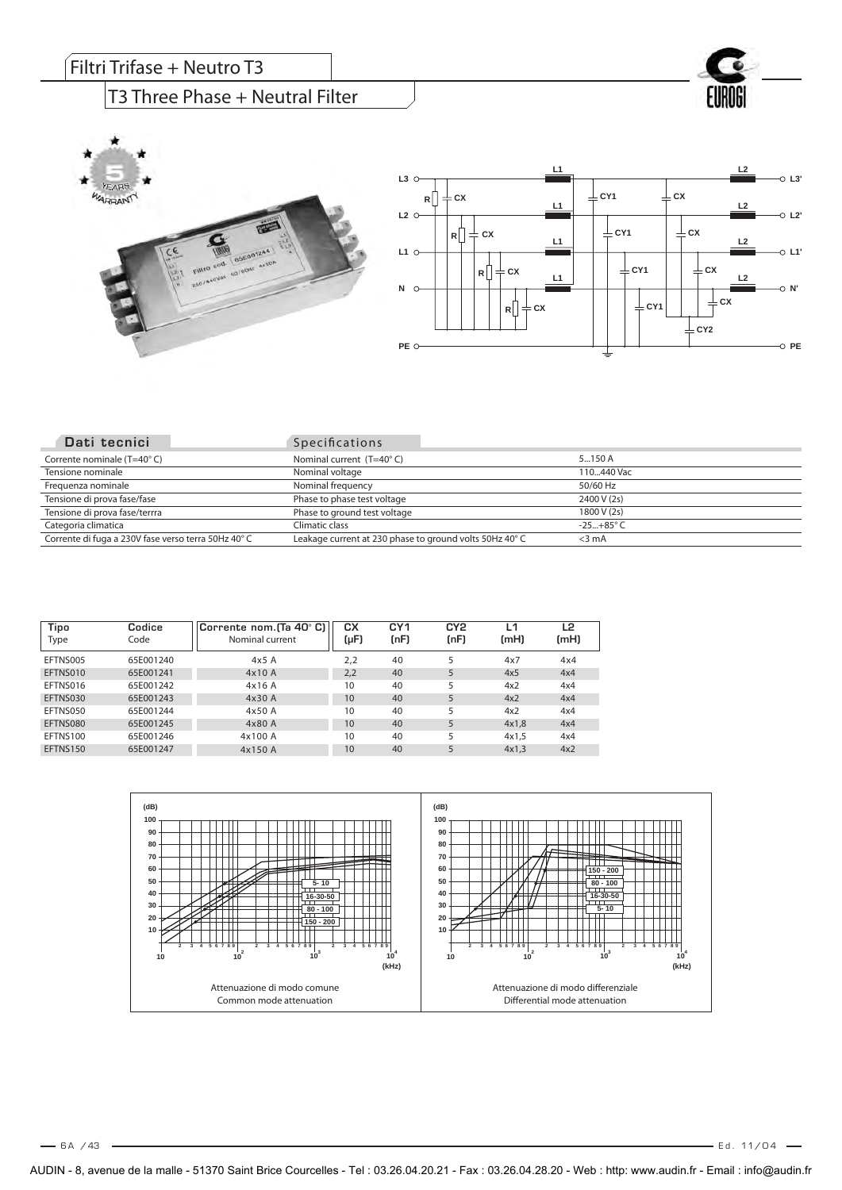# Filtri Trifase + Neutro T3

## T3 Three Phase + Neutral Filter

| Dati tecnici | Specifications | |
|---|---|---|
| Corrente nominale (T=40° C) | Nominal current (T=40° C) | 5...150 A |
| Tensione nominale | Nominal voltage | 110...440 Vac |
| Frequenza nominale | Nominal frequency | 50/60 Hz |
| Tensione di prova fase/fase | Phase to phase test voltage | 2400 V (2s) |
| Tensione di prova fase/terrra | Phase to ground test voltage | 1800 V (2s) |
| Categoria climatica | Climatic class | -25...+85° C |
| Corrente di fuga a 230V fase verso terra 50Hz 40° C | Leakage current at 230 phase to ground volts 50Hz 40° C | <3 mA |

| Tipo<br>Type | Codice<br>Code | Corrente nom.(Ta 40° C)<br>Nominal current | CX<br>(µF) | CY1<br>(nF) | CY2<br>(nF) | L1<br>(mH) | L2<br>(mH) |
|---|---|---|---|---|---|---|---|
| EFTNS005 | 65E001240 | 4x5 A | 2,2 | 40 | 5 | 4x7 | 4x4 |
| EFTNS010 | 65E001241 | 4x10 A | 2,2 | 40 | 5 | 4x5 | 4x4 |
| EFTNS016 | 65E001242 | 4x16 A | 10 | 40 | 5 | 4x2 | 4x4 |
| EFTNS030 | 65E001243 | 4x30 A | 10 | 40 | 5 | 4x2 | 4x4 |
| EFTNS050 | 65E001244 | 4x50 A | 10 | 40 | 5 | 4x2 | 4x4 |
| EFTNS080 | 65E001245 | 4x80 A | 10 | 40 | 5 | 4x1,8 | 4x4 |
| EFTNS100 | 65E001246 | 4x100 A | 10 | 40 | 5 | 4x1,5 | 4x4 |
| EFTNS150 | 65E001247 | 4x150 A | 10 | 40 | 5 | 4x1,3 | 4x2 |

Attenuazione di modo comune
Common mode attenuation

Attenuazione di modo differenziale
Differential mode attenuation

AUDIN - 8, avenue de la malle - 51370 Saint Brice Courcelles - Tel : 03.26.04.20.21 - Fax : 03.26.04.28.20 - Web : http: www.audin.fr - Email : info@audin.fr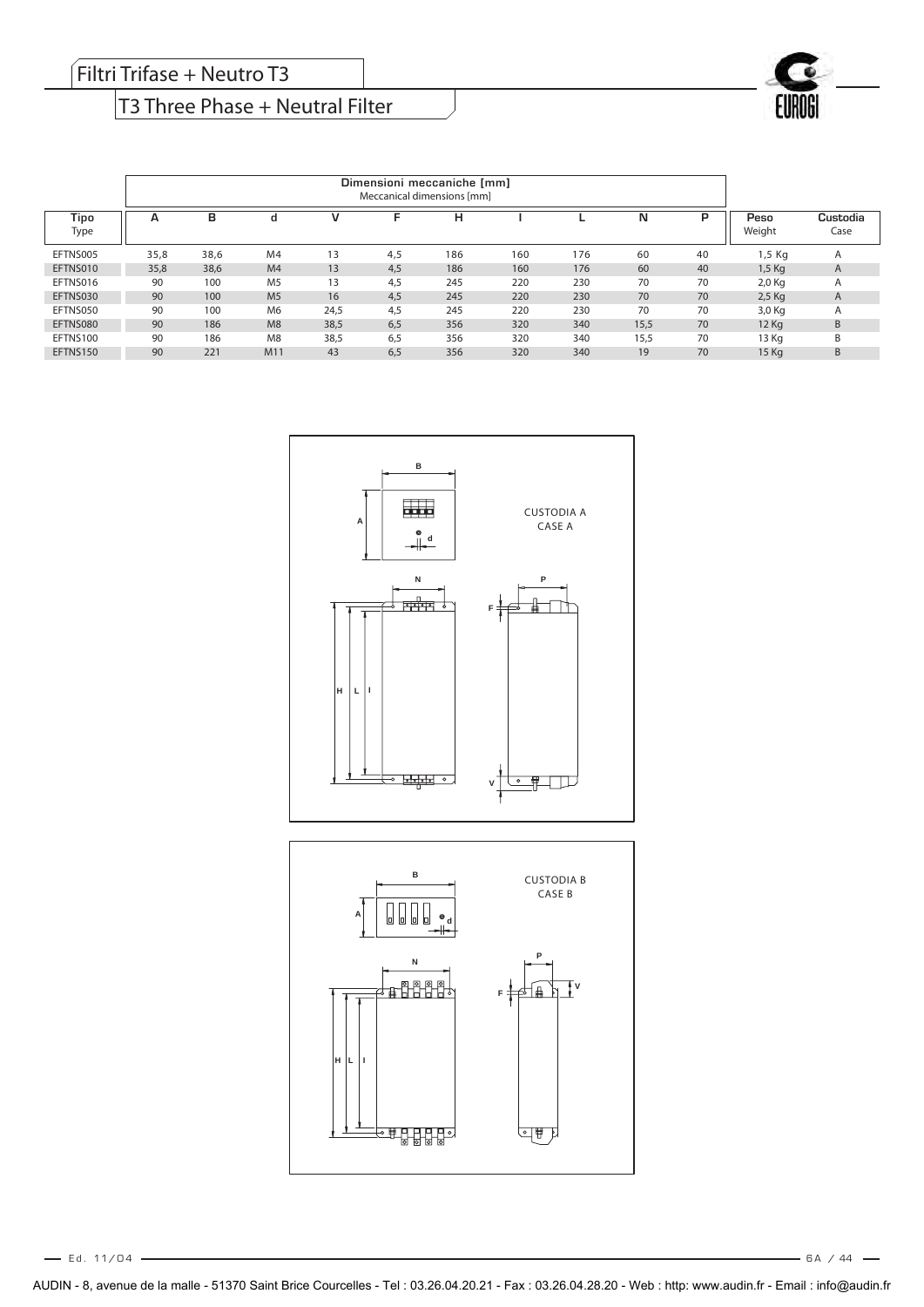# Filtri Trifase + Neutro T3

## T3 Three Phase + Neutral Filter

| Tipo<br>Type | Dimensioni meccaniche [mm]<br>Meccanical dimensions [mm] | | | | | | | | | | Peso<br>Weight | Custodia<br>Case |
|---|---|---|---|---|---|---|---|---|---|---|---|---|
| | A | B | d | V | F | H | I | L | N | P | | |
| EFTNS005 | 35,8 | 38,6 | M4 | 13 | 4,5 | 186 | 160 | 176 | 60 | 40 | 1,5 Kg | A |
| EFTNS010 | 35,8 | 38,6 | M4 | 13 | 4,5 | 186 | 160 | 176 | 60 | 40 | 1,5 Kg | A |
| EFTNS016 | 90 | 100 | M5 | 13 | 4,5 | 245 | 220 | 230 | 70 | 70 | 2,0 Kg | A |
| EFTNS030 | 90 | 100 | M5 | 16 | 4,5 | 245 | 220 | 230 | 70 | 70 | 2,5 Kg | A |
| EFTNS050 | 90 | 100 | M6 | 24,5 | 4,5 | 245 | 220 | 230 | 70 | 70 | 3,0 Kg | A |
| EFTNS080 | 90 | 186 | M8 | 38,5 | 6,5 | 356 | 320 | 340 | 15,5 | 70 | 12 Kg | B |
| EFTNS100 | 90 | 186 | M8 | 38,5 | 6,5 | 356 | 320 | 340 | 15,5 | 70 | 13 Kg | B |
| EFTNS150 | 90 | 221 | M11 | 43 | 6,5 | 356 | 320 | 340 | 19 | 70 | 15 Kg | B |

CUSTODIA A
CASE A

CUSTODIA B
CASE B

Ed. 11/04

AUDIN - 8, avenue de la malle - 51370 Saint Brice Courcelles - Tel : 03.26.04.20.21 - Fax : 03.26.04.28.20 - Web : http: www.audin.fr - Email : info@audin.fr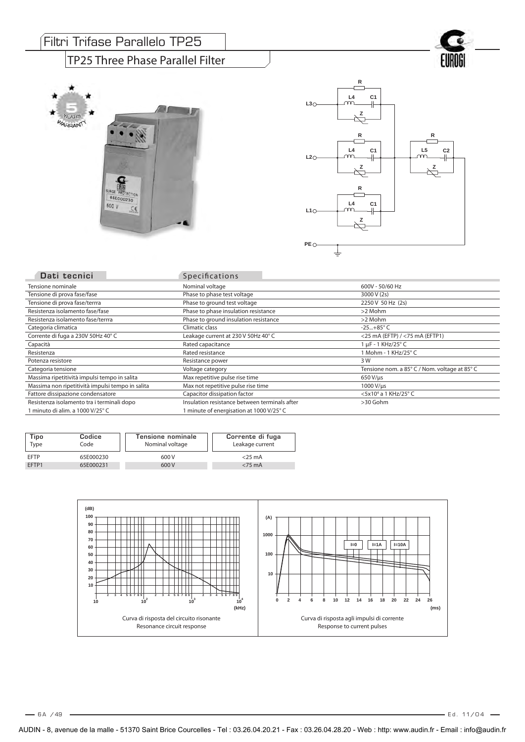# Filtri Trifase Parallelo TP25

## TP25 Three Phase Parallel Filter

| Dati tecnici | Specifications | |
|---|---|---|
| Tensione nominale | Nominal voltage | 600V - 50/60 Hz |
| Tensione di prova fase/fase | Phase to phase test voltage | 3000 V (2s) |
| Tensione di prova fase/terrra | Phase to ground test voltage | 2250 V 50 Hz (2s) |
| Resistenza isolamento fase/fase | Phase to phase insulation resistance | >2 Mohm |
| Resistenza isolamento fase/terrra | Phase to ground insulation resistance | >2 Mohm |
| Categoria climatica | Climatic class | -25...+85° C |
| Corrente di fuga a 230V 50Hz 40° C | Leakage current at 230 V 50Hz 40° C | <25 mA (EFTP) / <75 mA (EFTP1) |
| Capacità | Rated capacitance | 1 µF - 1 KHz/25° C |
| Resistenza | Rated resistance | 1 Mohm - 1 KHz/25° C |
| Potenza resistore | Resistance power | 3 W |
| Categoria tensione | Voltage category | Tensione nom. a 85° C / Nom. voltage at 85° C |
| Massima ripetitività impulsi tempo in salita | Max repetitive pulse rise time | 650 V/µs |
| Massima non ripetitività impulsi tempo in salita | Max not repetitive pulse rise time | 1000 V/µs |
| Fattore dissipazione condensatore | Capacitor dissipation factor | <5x10⁴ a 1 KHz/25° C |
| Resistenza isolamento tra i terminali dopo 1 minuto di alim. a 1000 V/25° C | Insulation resistance between terminals after 1 minute of energisation at 1000 V/25° C | >30 Gohm |

| Tipo / Type | Codice / Code | Tensione nominale / Nominal voltage | Corrente di fuga / Leakage current |
|---|---|---|---|
| EFTP | 65E000230 | 600 V | <25 mA |
| EFTP1 | 65E000231 | 600 V | <75 mA |

Curva di risposta del circuito risonante
Resonance circuit response

Curva di risposta agli impulsi di corrente
Response to current pulses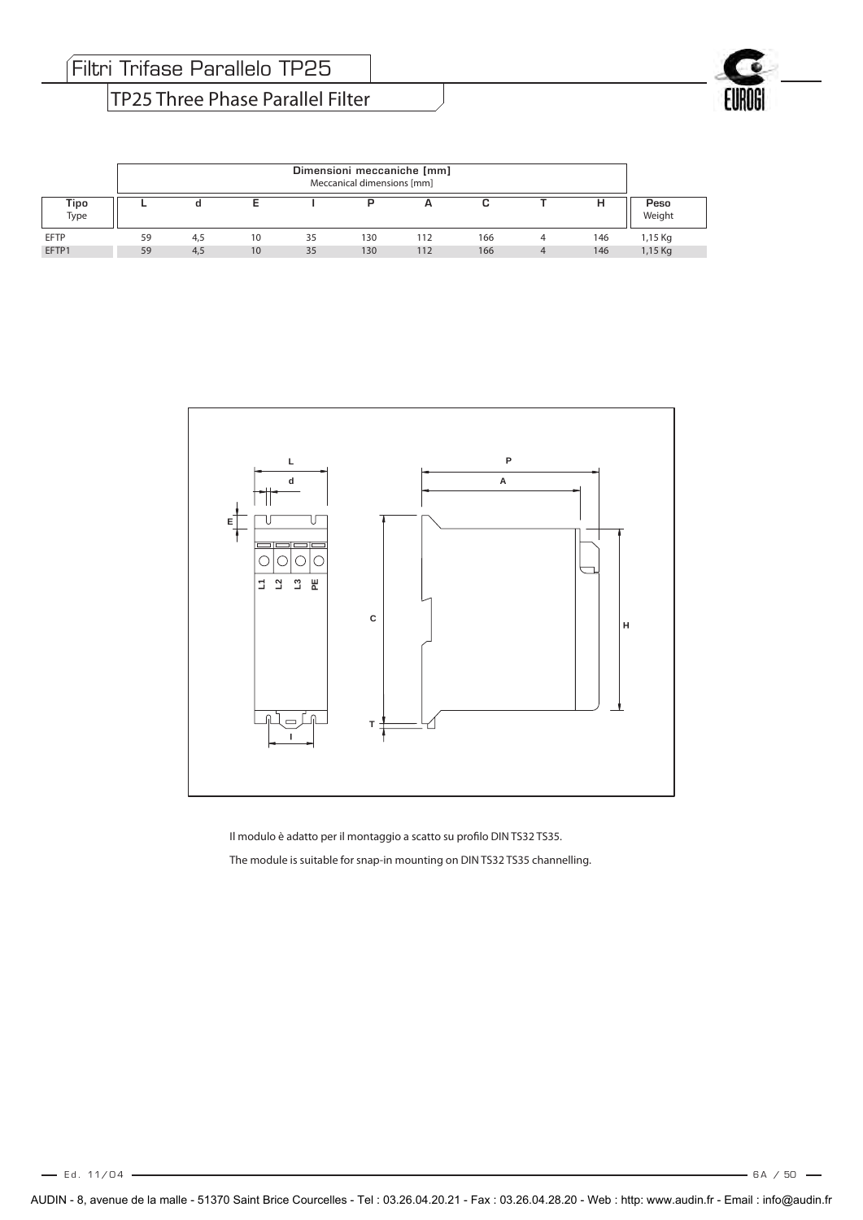# Filtri Trifase Parallelo TP25

## TP25 Three Phase Parallel Filter

| Tipo Type | Dimensioni meccaniche [mm] Meccanical dimensions [mm] | | | | | | | | | Peso Weight |
|---|---|---|---|---|---|---|---|---|---|---|
| | L | d | E | I | P | A | C | T | H | |
| EFTP | 59 | 4,5 | 10 | 35 | 130 | 112 | 166 | 4 | 146 | 1,15 Kg |
| EFTP1 | 59 | 4,5 | 10 | 35 | 130 | 112 | 166 | 4 | 146 | 1,15 Kg |

Il modulo è adatto per il montaggio a scatto su profilo DIN TS32 TS35.

The module is suitable for snap-in mounting on DIN TS32 TS35 channelling.

AUDIN - 8, avenue de la malle - 51370 Saint Brice Courcelles - Tel : 03.26.04.20.21 - Fax : 03.26.04.28.20 - Web : http: www.audin.fr - Email : info@audin.fr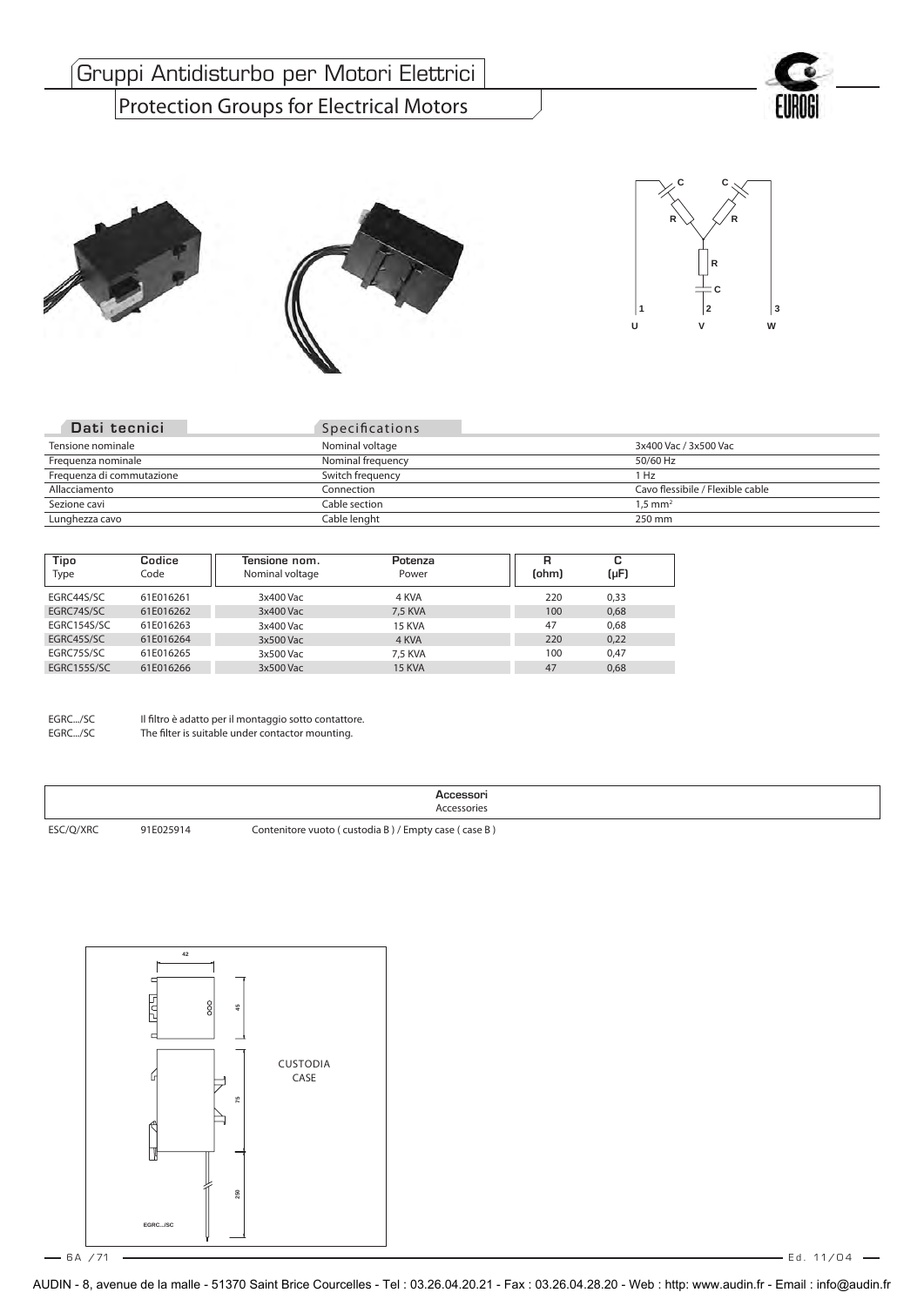# Gruppi Antidisturbo per Motori Elettrici

## Protection Groups for Electrical Motors

C C
R R
R
C
1 2 3
U V W

| Dati tecnici | Specifications | |
|---|---|---|
| Tensione nominale | Nominal voltage | 3x400 Vac / 3x500 Vac |
| Frequenza nominale | Nominal frequency | 50/60 Hz |
| Frequenza di commutazione | Switch frequency | 1 Hz |
| Allacciamento | Connection | Cavo flessibile / Flexible cable |
| Sezione cavi | Cable section | 1,5 mm² |
| Lunghezza cavo | Cable lenght | 250 mm |

| Tipo Type | Codice Code | Tensione nom. Nominal voltage | Potenza Power | R (ohm) | C (μF) |
|---|---|---|---|---|---|
| EGRC44S/SC | 61E016261 | 3x400 Vac | 4 KVA | 220 | 0,33 |
| EGRC74S/SC | 61E016262 | 3x400 Vac | 7,5 KVA | 100 | 0,68 |
| EGRC154S/SC | 61E016263 | 3x400 Vac | 15 KVA | 47 | 0,68 |
| EGRC45S/SC | 61E016264 | 3x500 Vac | 4 KVA | 220 | 0,22 |
| EGRC75S/SC | 61E016265 | 3x500 Vac | 7,5 KVA | 100 | 0,47 |
| EGRC155S/SC | 61E016266 | 3x500 Vac | 15 KVA | 47 | 0,68 |

EGRC.../SC Il filtro è adatto per il montaggio sotto contattore.
EGRC.../SC The filter is suitable under contactor mounting.

| Accessori Accessories | | |
|---|---|---|
| ESC/Q/XRC | 91E025914 | Contenitore vuoto ( custodia B ) / Empty case ( case B ) |

42
45
75
250
CUSTODIA
CASE
EGRC.../SC

AUDIN - 8, avenue de la malle - 51370 Saint Brice Courcelles - Tel : 03.26.04.20.21 - Fax : 03.26.04.28.20 - Web : http: www.audin.fr - Email : info@audin.fr